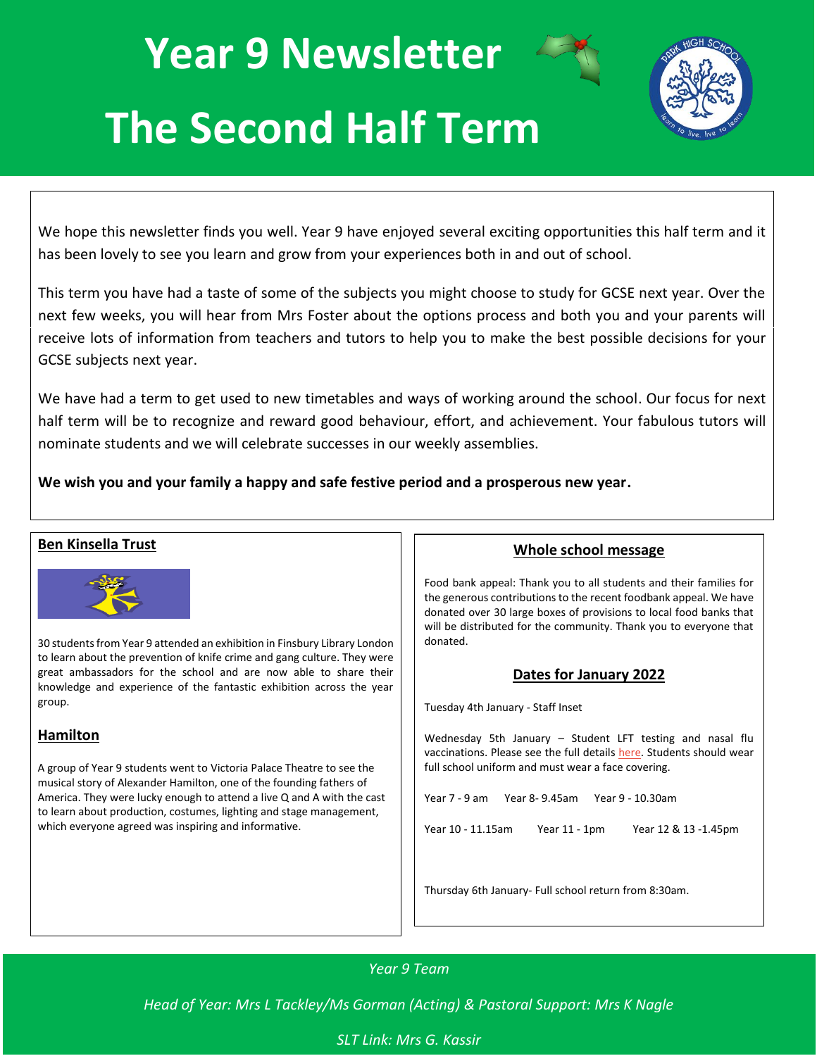# Year 9 Newsletter

# The Second Half Term

We hope this newsletter finds you well. Year 9 have enjoyed several exciting opportunities this half term and it has been lovely to see you learn and grow from your experiences both in and out of school.

This term you have had a taste of some of the subjects you might choose to study for GCSE next year. Over the next few weeks, you will hear from Mrs Foster about the options process and both you and your parents will receive lots of information from teachers and tutors to help you to make the best possible decisions for your GCSE subjects next year.

We have had a term to get used to new timetables and ways of working around the school. Our focus for next half term will be to recognize and reward good behaviour, effort, and achievement. Your fabulous tutors will nominate students and we will celebrate successes in our weekly assemblies.

**We wish you and your family a happy and safe festive period and a prosperous new year.**

## Ben Kinsella Trust

30 students from Year 9 attended an exhibition in Finsbury Library London to learn about the prevention of knife crime and gang culture. They were great ambassadors for the school and are now able to share their knowledge and experience of the fantastic exhibition across the year group.

## Hamilton

A group of Year 9 students went to Victoria Palace Theatre to see the musical story of Alexander Hamilton, one of the founding fathers of America. They were lucky enough to attend a live Q and A with the cast to learn about production, costumes, lighting and stage management, which everyone agreed was inspiring and informative.

## Whole school message

Food bank appeal: Thank you to all students and their families for the generous contributions to the recent foodbank appeal. We have donated over 30 large boxes of provisions to local food banks that will be distributed for the community. Thank you to everyone that donated.

## Dates for January 2022

Tuesday 4th January - Staff Inset

Wednesday 5th January – Student LFT testing and nasal flu vaccinations. Please see the full details here. Students should wear full school uniform and must wear a face covering.

Year 7 - 9 am    Year 8- 9.45am    Year 9 - 10.30am

Year 10 - 11.15am    Year 11 - 1pm    Year 12 & 13 -1.45pm

Thursday 6th January- Full school return from 8:30am.

*Year 9 Team*

*Head of Year: Mrs L Tackley/Ms Gorman (Acting) & Pastoral Support: Mrs K Nagle*

*SLT Link: Mrs G. Kassir*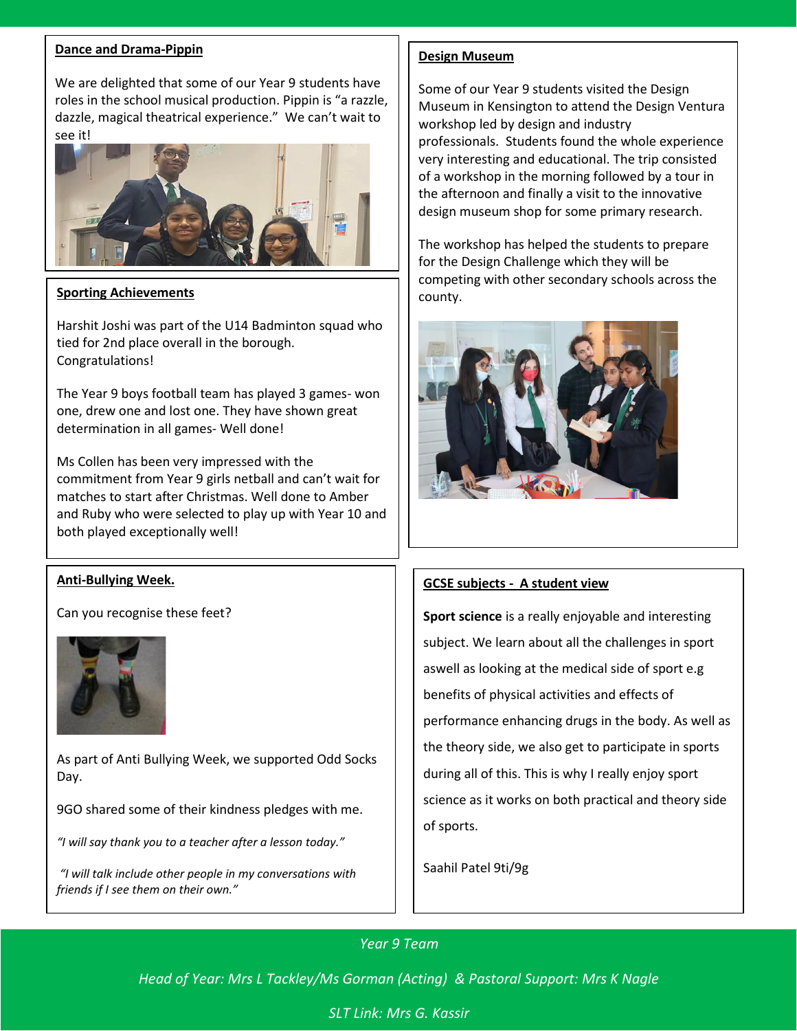## Dance and Drama-Pippin

We are delighted that some of our Year 9 students have roles in the school musical production. Pippin is "a razzle, dazzle, magical theatrical experience." We can't wait to see it!

## Sporting Achievements

Harshit Joshi was part of the U14 Badminton squad who tied for 2nd place overall in the borough. Congratulations!

The Year 9 boys football team has played 3 games- won one, drew one and lost one. They have shown great determination in all games- Well done!

Ms Collen has been very impressed with the commitment from Year 9 girls netball and can't wait for matches to start after Christmas. Well done to Amber and Ruby who were selected to play up with Year 10 and both played exceptionally well!

## Design Museum

Some of our Year 9 students visited the Design Museum in Kensington to attend the Design Ventura workshop led by design and industry professionals. Students found the whole experience very interesting and educational. The trip consisted of a workshop in the morning followed by a tour in the afternoon and finally a visit to the innovative design museum shop for some primary research.

The workshop has helped the students to prepare for the Design Challenge which they will be competing with other secondary schools across the county.

## Anti-Bullying Week.

Can you recognise these feet?

As part of Anti Bullying Week, we supported Odd Socks Day.

9GO shared some of their kindness pledges with me.

*"I will say thank you to a teacher after a lesson today."*

*"I will talk include other people in my conversations with friends if I see them on their own."*

## GCSE subjects - A student view

**Sport science** is a really enjoyable and interesting subject. We learn about all the challenges in sport aswell as looking at the medical side of sport e.g benefits of physical activities and effects of performance enhancing drugs in the body. As well as the theory side, we also get to participate in sports during all of this. This is why I really enjoy sport science as it works on both practical and theory side of sports.

Saahil Patel 9ti/9g

*Year 9 Team*

*Head of Year: Mrs L Tackley/Ms Gorman (Acting) & Pastoral Support: Mrs K Nagle*

*SLT Link: Mrs G. Kassir*